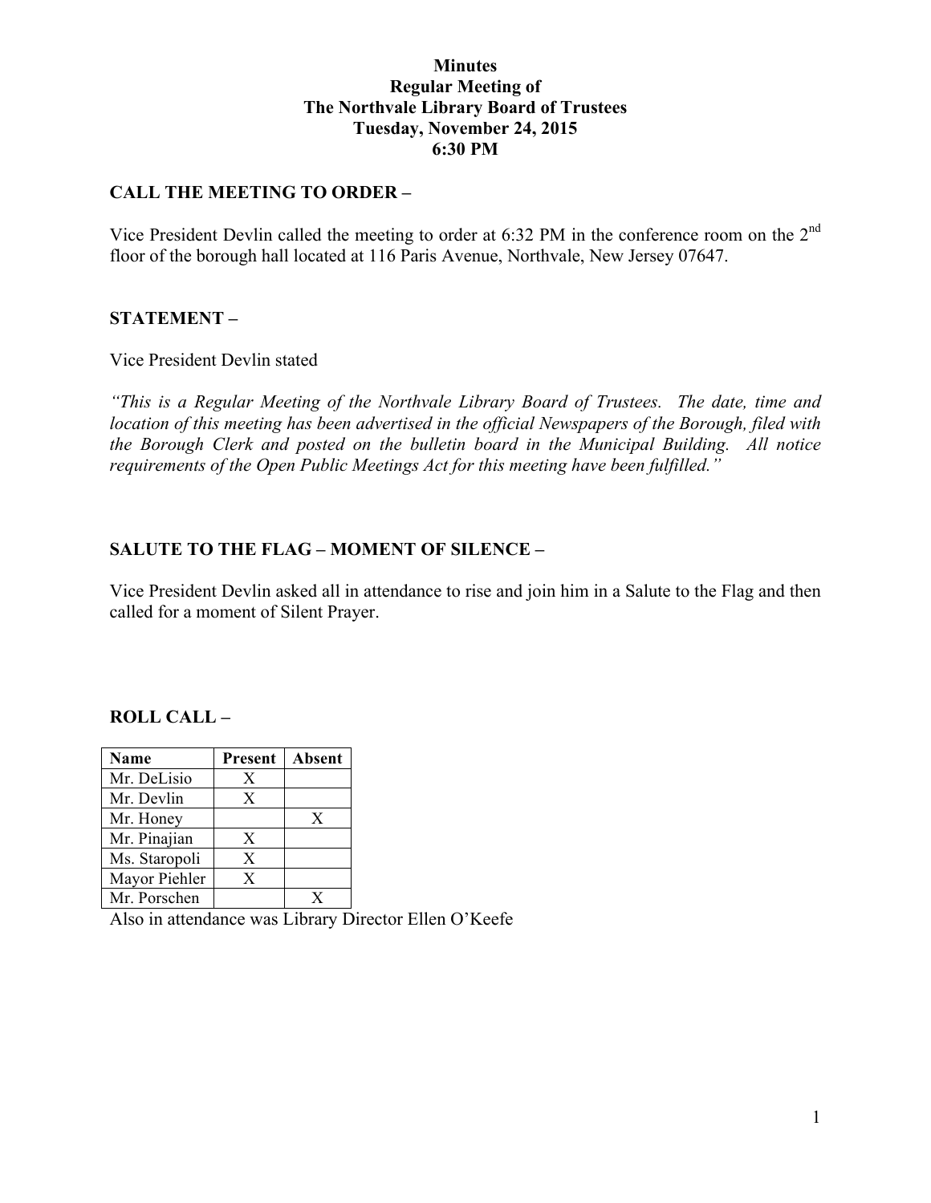**Minutes**
**Regular Meeting of**
**The Northvale Library Board of Trustees**
**Tuesday, November 24, 2015**
**6:30 PM**

## CALL THE MEETING TO ORDER –

Vice President Devlin called the meeting to order at 6:32 PM in the conference room on the 2nd floor of the borough hall located at 116 Paris Avenue, Northvale, New Jersey 07647.

## STATEMENT –

Vice President Devlin stated

*"This is a Regular Meeting of the Northvale Library Board of Trustees. The date, time and location of this meeting has been advertised in the official Newspapers of the Borough, filed with the Borough Clerk and posted on the bulletin board in the Municipal Building. All notice requirements of the Open Public Meetings Act for this meeting have been fulfilled."*

## SALUTE TO THE FLAG – MOMENT OF SILENCE –

Vice President Devlin asked all in attendance to rise and join him in a Salute to the Flag and then called for a moment of Silent Prayer.

## ROLL CALL –

| Name | Present | Absent |
|---|---|---|
| Mr. DeLisio | X | |
| Mr. Devlin | X | |
| Mr. Honey | | X |
| Mr. Pinajian | X | |
| Ms. Staropoli | X | |
| Mayor Piehler | X | |
| Mr. Porschen | | X |

Also in attendance was Library Director Ellen O'Keefe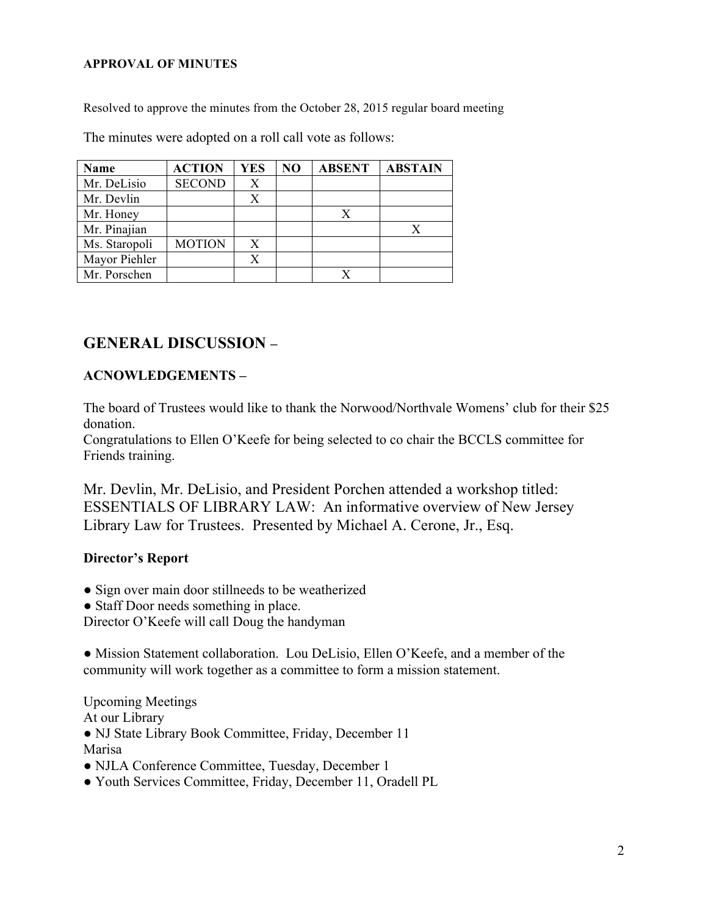**APPROVAL OF MINUTES**

Resolved to approve the minutes from the October 28, 2015 regular board meeting

The minutes were adopted on a roll call vote as follows:

| Name | ACTION | YES | NO | ABSENT | ABSTAIN |
|---|---|---|---|---|---|
| Mr. DeLisio | SECOND | X | | | |
| Mr. Devlin | | X | | | |
| Mr. Honey | | | | X | |
| Mr. Pinajian | | | | | X |
| Ms. Staropoli | MOTION | X | | | |
| Mayor Piehler | | X | | | |
| Mr. Porschen | | | | X | |

## GENERAL DISCUSSION –

**ACNOWLEDGEMENTS –**

The board of Trustees would like to thank the Norwood/Northvale Womens' club for their $25 donation.
Congratulations to Ellen O'Keefe for being selected to co chair the BCCLS committee for Friends training.

Mr. Devlin, Mr. DeLisio, and President Porchen attended a workshop titled: ESSENTIALS OF LIBRARY LAW: An informative overview of New Jersey Library Law for Trustees. Presented by Michael A. Cerone, Jr., Esq.

**Director's Report**

● Sign over main door stillneeds to be weatherized
● Staff Door needs something in place.
Director O'Keefe will call Doug the handyman

● Mission Statement collaboration. Lou DeLisio, Ellen O'Keefe, and a member of the community will work together as a committee to form a mission statement.

Upcoming Meetings
At our Library
● NJ State Library Book Committee, Friday, December 11
Marisa
● NJLA Conference Committee, Tuesday, December 1
● Youth Services Committee, Friday, December 11, Oradell PL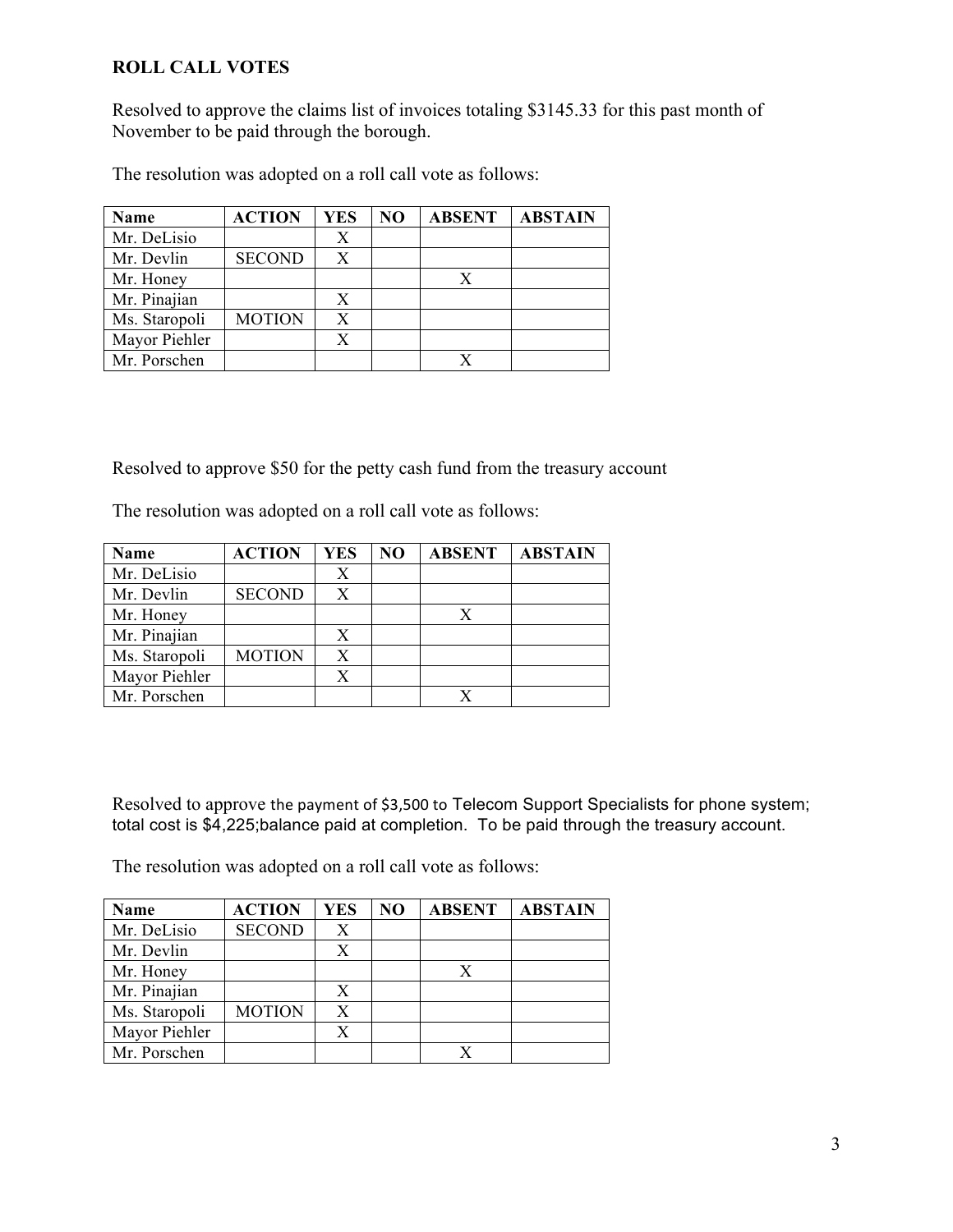**ROLL CALL VOTES**

Resolved to approve the claims list of invoices totaling $3145.33 for this past month of November to be paid through the borough.

The resolution was adopted on a roll call vote as follows:

| Name | ACTION | YES | NO | ABSENT | ABSTAIN |
|---|---|---|---|---|---|
| Mr. DeLisio | | X | | | |
| Mr. Devlin | SECOND | X | | | |
| Mr. Honey | | | | X | |
| Mr. Pinajian | | X | | | |
| Ms. Staropoli | MOTION | X | | | |
| Mayor Piehler | | X | | | |
| Mr. Porschen | | | | X | |

Resolved to approve $50 for the petty cash fund from the treasury account

The resolution was adopted on a roll call vote as follows:

| Name | ACTION | YES | NO | ABSENT | ABSTAIN |
|---|---|---|---|---|---|
| Mr. DeLisio | | X | | | |
| Mr. Devlin | SECOND | X | | | |
| Mr. Honey | | | | X | |
| Mr. Pinajian | | X | | | |
| Ms. Staropoli | MOTION | X | | | |
| Mayor Piehler | | X | | | |
| Mr. Porschen | | | | X | |

Resolved to approve the payment of $3,500 to Telecom Support Specialists for phone system; total cost is $4,225;balance paid at completion. To be paid through the treasury account.

The resolution was adopted on a roll call vote as follows:

| Name | ACTION | YES | NO | ABSENT | ABSTAIN |
|---|---|---|---|---|---|
| Mr. DeLisio | SECOND | X | | | |
| Mr. Devlin | | X | | | |
| Mr. Honey | | | | X | |
| Mr. Pinajian | | X | | | |
| Ms. Staropoli | MOTION | X | | | |
| Mayor Piehler | | X | | | |
| Mr. Porschen | | | | X | |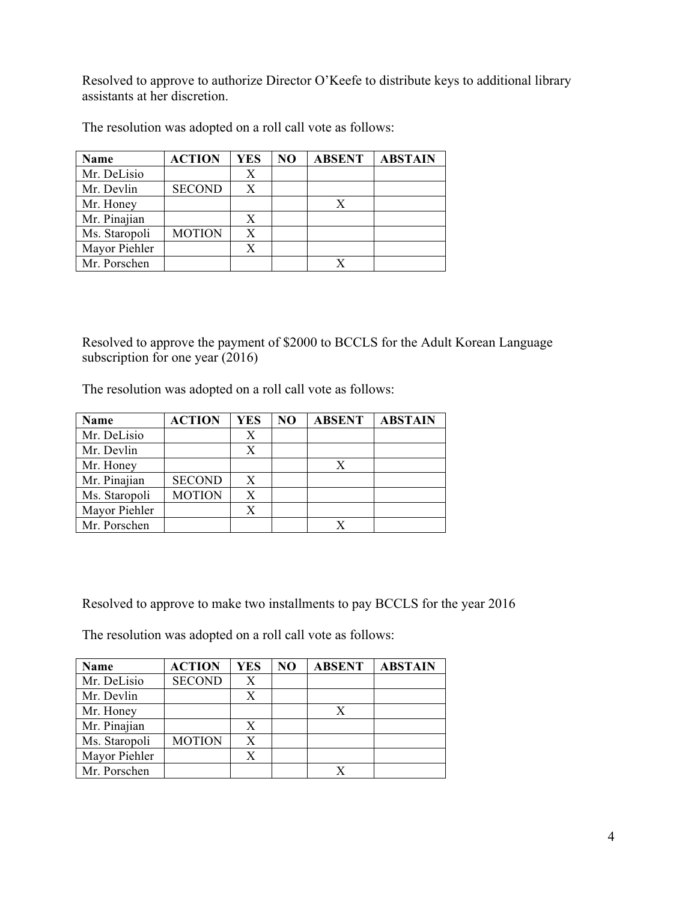Resolved to approve to authorize Director O'Keefe to distribute keys to additional library assistants at her discretion.

The resolution was adopted on a roll call vote as follows:

| Name | ACTION | YES | NO | ABSENT | ABSTAIN |
|---|---|---|---|---|---|
| Mr. DeLisio | | X | | | |
| Mr. Devlin | SECOND | X | | | |
| Mr. Honey | | | | X | |
| Mr. Pinajian | | X | | | |
| Ms. Staropoli | MOTION | X | | | |
| Mayor Piehler | | X | | | |
| Mr. Porschen | | | | X | |

Resolved to approve the payment of $2000 to BCCLS for the Adult Korean Language subscription for one year (2016)

The resolution was adopted on a roll call vote as follows:

| Name | ACTION | YES | NO | ABSENT | ABSTAIN |
|---|---|---|---|---|---|
| Mr. DeLisio | | X | | | |
| Mr. Devlin | | X | | | |
| Mr. Honey | | | | X | |
| Mr. Pinajian | SECOND | X | | | |
| Ms. Staropoli | MOTION | X | | | |
| Mayor Piehler | | X | | | |
| Mr. Porschen | | | | X | |

Resolved to approve to make two installments to pay BCCLS for the year 2016

The resolution was adopted on a roll call vote as follows:

| Name | ACTION | YES | NO | ABSENT | ABSTAIN |
|---|---|---|---|---|---|
| Mr. DeLisio | SECOND | X | | | |
| Mr. Devlin | | X | | | |
| Mr. Honey | | | | X | |
| Mr. Pinajian | | X | | | |
| Ms. Staropoli | MOTION | X | | | |
| Mayor Piehler | | X | | | |
| Mr. Porschen | | | | X | |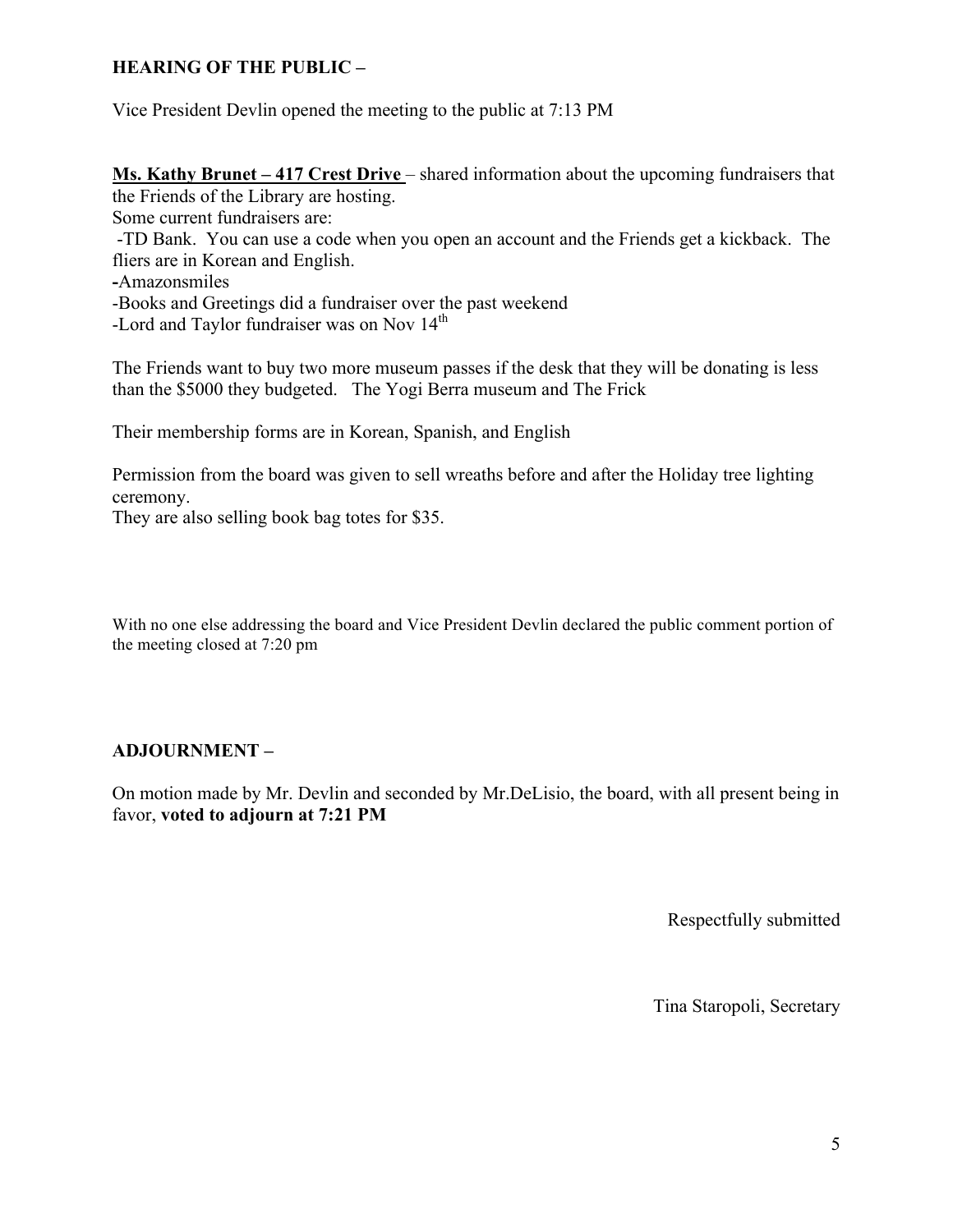**HEARING OF THE PUBLIC –**

Vice President Devlin opened the meeting to the public at 7:13 PM

**Ms. Kathy Brunet – 417 Crest Drive** – shared information about the upcoming fundraisers that the Friends of the Library are hosting.
Some current fundraisers are:
-TD Bank. You can use a code when you open an account and the Friends get a kickback. The fliers are in Korean and English.
-Amazonsmiles
-Books and Greetings did a fundraiser over the past weekend
-Lord and Taylor fundraiser was on Nov 14th

The Friends want to buy two more museum passes if the desk that they will be donating is less than the $5000 they budgeted. The Yogi Berra museum and The Frick

Their membership forms are in Korean, Spanish, and English

Permission from the board was given to sell wreaths before and after the Holiday tree lighting ceremony.
They are also selling book bag totes for $35.

With no one else addressing the board and Vice President Devlin declared the public comment portion of the meeting closed at 7:20 pm

**ADJOURNMENT –**

On motion made by Mr. Devlin and seconded by Mr.DeLisio, the board, with all present being in favor, **voted to adjourn at 7:21 PM**

Respectfully submitted

Tina Staropoli, Secretary